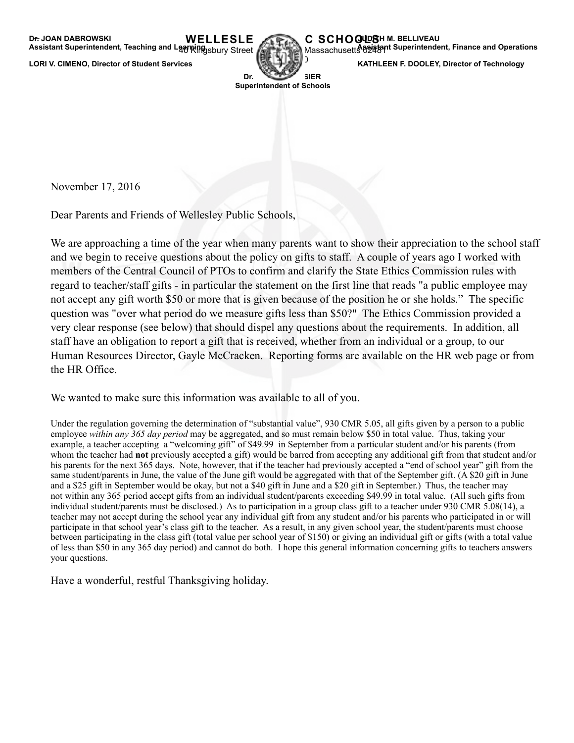**Dr. JOAN DABROWSKI**
**Assistant Superintendent, Teaching and Learning**

**LORI V. CIMENO, Director of Student Services**

**WELLESLE C SCHOOLS**
40 Kingsbury Street Massachusetts 02481

**JUDITH M. BELLIVEAU**
**Assistant Superintendent, Finance and Operations**

**KATHLEEN F. DOOLEY, Director of Technology**

**Dr. SIER**
**Superintendent of Schools**

November 17, 2016

Dear Parents and Friends of Wellesley Public Schools,

We are approaching a time of the year when many parents want to show their appreciation to the school staff and we begin to receive questions about the policy on gifts to staff. A couple of years ago I worked with members of the Central Council of PTOs to confirm and clarify the State Ethics Commission rules with regard to teacher/staff gifts - in particular the statement on the first line that reads "a public employee may not accept any gift worth $50 or more that is given because of the position he or she holds." The specific question was "over what period do we measure gifts less than $50?" The Ethics Commission provided a very clear response (see below) that should dispel any questions about the requirements. In addition, all staff have an obligation to report a gift that is received, whether from an individual or a group, to our Human Resources Director, Gayle McCracken. Reporting forms are available on the HR web page or from the HR Office.

We wanted to make sure this information was available to all of you.

Under the regulation governing the determination of "substantial value", 930 CMR 5.05, all gifts given by a person to a public employee *within any 365 day period* may be aggregated, and so must remain below $50 in total value. Thus, taking your example, a teacher accepting a "welcoming gift" of $49.99 in September from a particular student and/or his parents (from whom the teacher had **not** previously accepted a gift) would be barred from accepting any additional gift from that student and/or his parents for the next 365 days. Note, however, that if the teacher had previously accepted a "end of school year" gift from the same student/parents in June, the value of the June gift would be aggregated with that of the September gift. (A $20 gift in June and a $25 gift in September would be okay, but not a $40 gift in June and a $20 gift in September.) Thus, the teacher may not within any 365 period accept gifts from an individual student/parents exceeding $49.99 in total value. (All such gifts from individual student/parents must be disclosed.) As to participation in a group class gift to a teacher under 930 CMR 5.08(14), a teacher may not accept during the school year any individual gift from any student and/or his parents who participated in or will participate in that school year's class gift to the teacher. As a result, in any given school year, the student/parents must choose between participating in the class gift (total value per school year of $150) or giving an individual gift or gifts (with a total value of less than $50 in any 365 day period) and cannot do both. I hope this general information concerning gifts to teachers answers your questions.

Have a wonderful, restful Thanksgiving holiday.